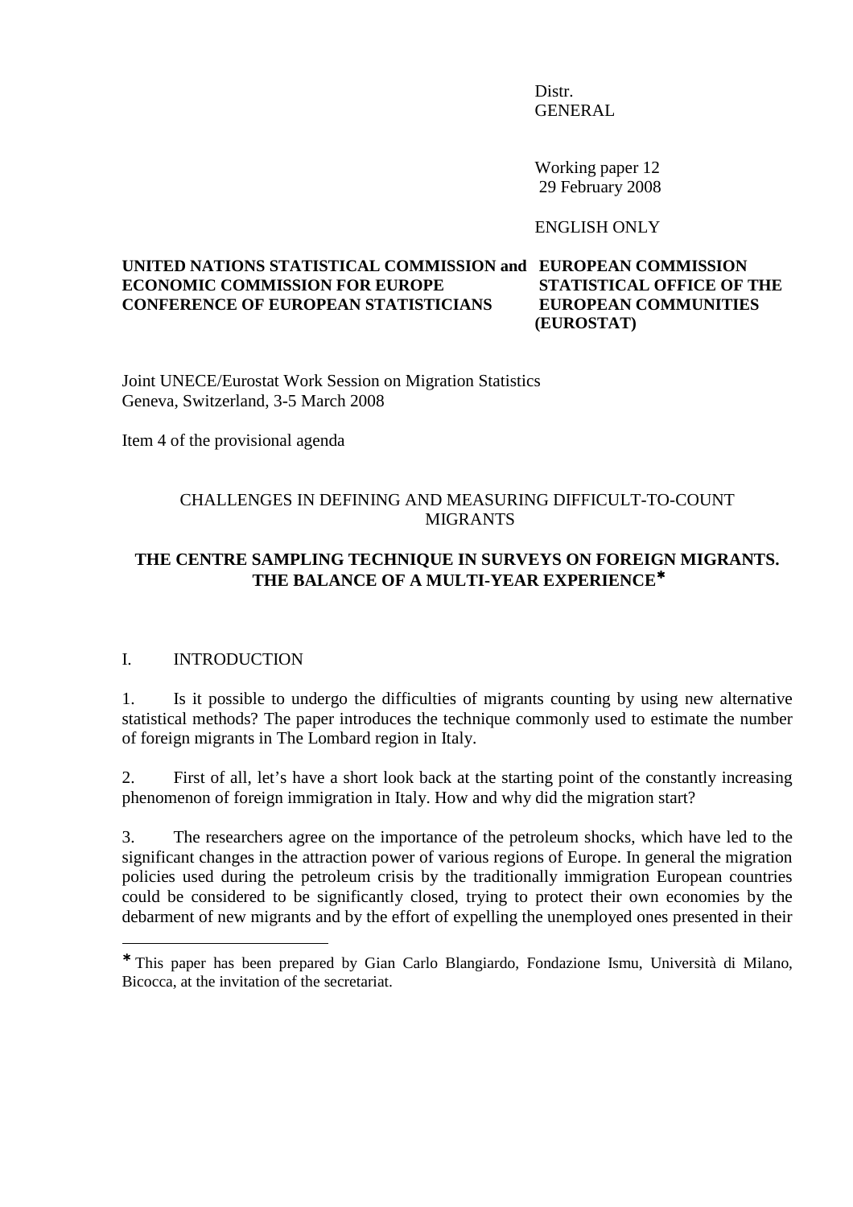Distr.
GENERAL

Working paper 12
29 February 2008

ENGLISH ONLY

**UNITED NATIONS STATISTICAL COMMISSION and ECONOMIC COMMISSION FOR EUROPE CONFERENCE OF EUROPEAN STATISTICIANS**

**EUROPEAN COMMISSION STATISTICAL OFFICE OF THE EUROPEAN COMMUNITIES (EUROSTAT)**

Joint UNECE/Eurostat Work Session on Migration Statistics
Geneva, Switzerland, 3-5 March 2008

Item 4 of the provisional agenda

CHALLENGES IN DEFINING AND MEASURING DIFFICULT-TO-COUNT MIGRANTS

## THE CENTRE SAMPLING TECHNIQUE IN SURVEYS ON FOREIGN MIGRANTS. THE BALANCE OF A MULTI-YEAR EXPERIENCE*

## I. INTRODUCTION

1. Is it possible to undergo the difficulties of migrants counting by using new alternative statistical methods? The paper introduces the technique commonly used to estimate the number of foreign migrants in The Lombard region in Italy.

2. First of all, let's have a short look back at the starting point of the constantly increasing phenomenon of foreign immigration in Italy. How and why did the migration start?

3. The researchers agree on the importance of the petroleum shocks, which have led to the significant changes in the attraction power of various regions of Europe. In general the migration policies used during the petroleum crisis by the traditionally immigration European countries could be considered to be significantly closed, trying to protect their own economies by the debarment of new migrants and by the effort of expelling the unemployed ones presented in their

---

* This paper has been prepared by Gian Carlo Blangiardo, Fondazione Ismu, Università di Milano, Bicocca, at the invitation of the secretariat.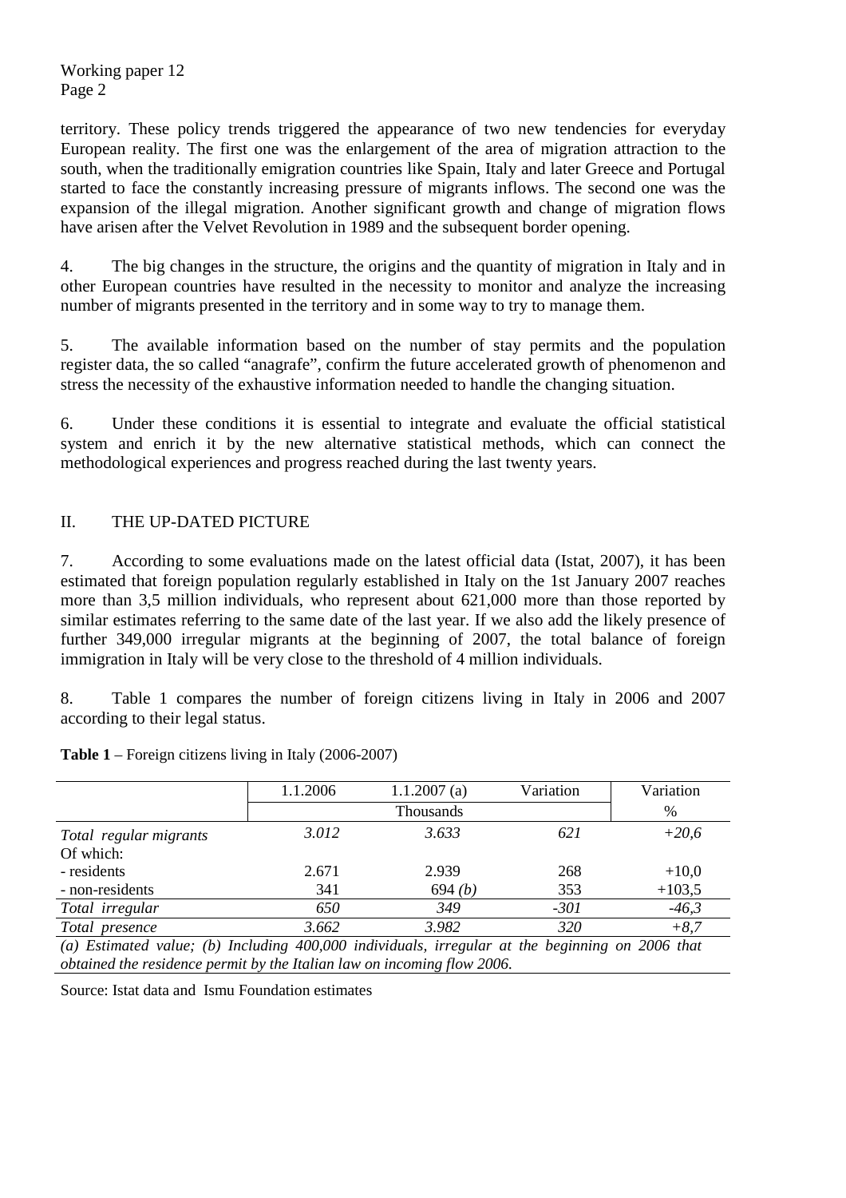territory. These policy trends triggered the appearance of two new tendencies for everyday European reality. The first one was the enlargement of the area of migration attraction to the south, when the traditionally emigration countries like Spain, Italy and later Greece and Portugal started to face the constantly increasing pressure of migrants inflows. The second one was the expansion of the illegal migration. Another significant growth and change of migration flows have arisen after the Velvet Revolution in 1989 and the subsequent border opening.

4. The big changes in the structure, the origins and the quantity of migration in Italy and in other European countries have resulted in the necessity to monitor and analyze the increasing number of migrants presented in the territory and in some way to try to manage them.

5. The available information based on the number of stay permits and the population register data, the so called "anagrafe", confirm the future accelerated growth of phenomenon and stress the necessity of the exhaustive information needed to handle the changing situation.

6. Under these conditions it is essential to integrate and evaluate the official statistical system and enrich it by the new alternative statistical methods, which can connect the methodological experiences and progress reached during the last twenty years.

## II. THE UP-DATED PICTURE

7. According to some evaluations made on the latest official data (Istat, 2007), it has been estimated that foreign population regularly established in Italy on the 1st January 2007 reaches more than 3,5 million individuals, who represent about 621,000 more than those reported by similar estimates referring to the same date of the last year. If we also add the likely presence of further 349,000 irregular migrants at the beginning of 2007, the total balance of foreign immigration in Italy will be very close to the threshold of 4 million individuals.

8. Table 1 compares the number of foreign citizens living in Italy in 2006 and 2007 according to their legal status.

**Table 1** – Foreign citizens living in Italy (2006-2007)

| | 1.1.2006 | 1.1.2007 (a) | Variation | Variation |
|---|---|---|---|---|
| | Thousands | | | % |
| *Total regular migrants* | *3.012* | *3.633* | *621* | *+20,6* |
| Of which: | | | | |
| - residents | 2.671 | 2.939 | 268 | +10,0 |
| - non-residents | 341 | 694 *(b)* | 353 | +103,5 |
| *Total irregular* | *650* | *349* | *-301* | *-46,3* |
| *Total presence* | *3.662* | *3.982* | *320* | *+8,7* |

*(a) Estimated value; (b) Including 400,000 individuals, irregular at the beginning on 2006 that obtained the residence permit by the Italian law on incoming flow 2006.*

Source: Istat data and Ismu Foundation estimates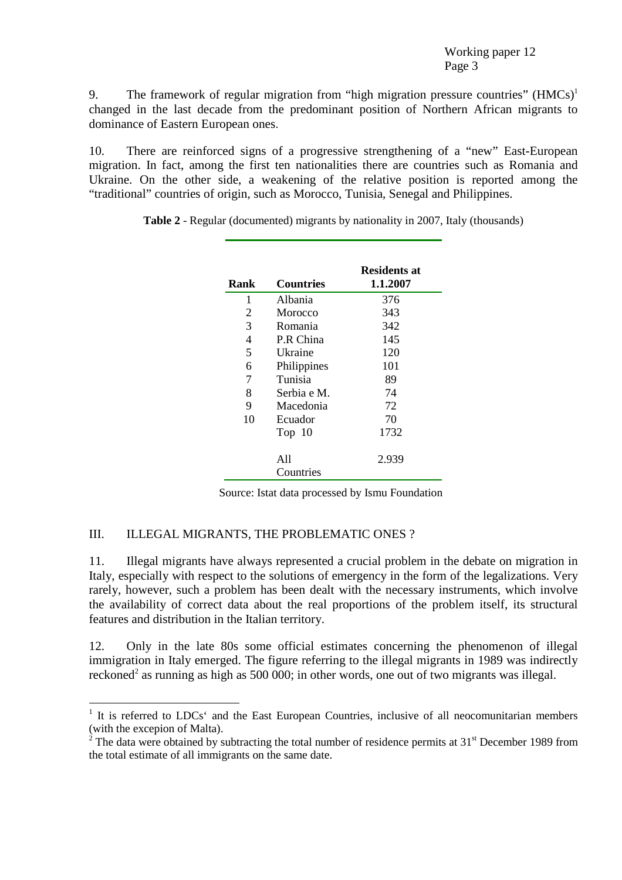9. The framework of regular migration from "high migration pressure countries" (HMCs)[1] changed in the last decade from the predominant position of Northern African migrants to dominance of Eastern European ones.

10. There are reinforced signs of a progressive strengthening of a "new" East-European migration. In fact, among the first ten nationalities there are countries such as Romania and Ukraine. On the other side, a weakening of the relative position is reported among the "traditional" countries of origin, such as Morocco, Tunisia, Senegal and Philippines.

**Table 2** - Regular (documented) migrants by nationality in 2007, Italy (thousands)

| Rank | Countries | Residents at 1.1.2007 |
|---|---|---|
| 1 | Albania | 376 |
| 2 | Morocco | 343 |
| 3 | Romania | 342 |
| 4 | P.R China | 145 |
| 5 | Ukraine | 120 |
| 6 | Philippines | 101 |
| 7 | Tunisia | 89 |
| 8 | Serbia e M. | 74 |
| 9 | Macedonia | 72 |
| 10 | Ecuador | 70 |
| | Top 10 | 1732 |
| | All Countries | 2.939 |

Source: Istat data processed by Ismu Foundation

## III. ILLEGAL MIGRANTS, THE PROBLEMATIC ONES ?

11. Illegal migrants have always represented a crucial problem in the debate on migration in Italy, especially with respect to the solutions of emergency in the form of the legalizations. Very rarely, however, such a problem has been dealt with the necessary instruments, which involve the availability of correct data about the real proportions of the problem itself, its structural features and distribution in the Italian territory.

12. Only in the late 80s some official estimates concerning the phenomenon of illegal immigration in Italy emerged. The figure referring to the illegal migrants in 1989 was indirectly reckoned[2] as running as high as 500 000; in other words, one out of two migrants was illegal.

---

[1] It is referred to LDCs' and the East European Countries, inclusive of all neocomunitarian members (with the excepion of Malta).

[2] The data were obtained by subtracting the total number of residence permits at 31st December 1989 from the total estimate of all immigrants on the same date.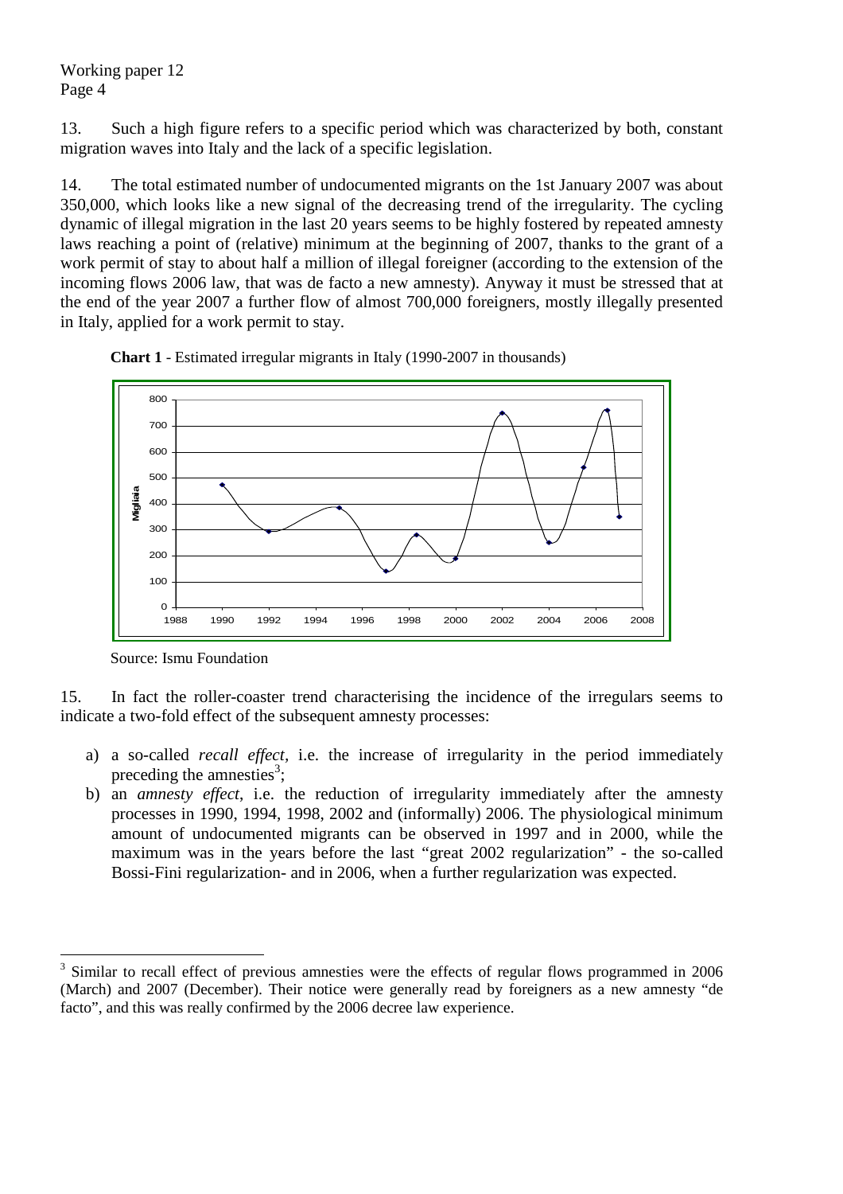13. Such a high figure refers to a specific period which was characterized by both, constant migration waves into Italy and the lack of a specific legislation.

14. The total estimated number of undocumented migrants on the 1st January 2007 was about 350,000, which looks like a new signal of the decreasing trend of the irregularity. The cycling dynamic of illegal migration in the last 20 years seems to be highly fostered by repeated amnesty laws reaching a point of (relative) minimum at the beginning of 2007, thanks to the grant of a work permit of stay to about half a million of illegal foreigner (according to the extension of the incoming flows 2006 law, that was de facto a new amnesty). Anyway it must be stressed that at the end of the year 2007 a further flow of almost 700,000 foreigners, mostly illegally presented in Italy, applied for a work permit to stay.

**Chart 1** - Estimated irregular migrants in Italy (1990-2007 in thousands)

Source: Ismu Foundation

15. In fact the roller-coaster trend characterising the incidence of the irregulars seems to indicate a two-fold effect of the subsequent amnesty processes:

a) a so-called *recall effect*, i.e. the increase of irregularity in the period immediately preceding the amnesties[3];
b) an *amnesty effect*, i.e. the reduction of irregularity immediately after the amnesty processes in 1990, 1994, 1998, 2002 and (informally) 2006. The physiological minimum amount of undocumented migrants can be observed in 1997 and in 2000, while the maximum was in the years before the last "great 2002 regularization" - the so-called Bossi-Fini regularization- and in 2006, when a further regularization was expected.

[3] Similar to recall effect of previous amnesties were the effects of regular flows programmed in 2006 (March) and 2007 (December). Their notice were generally read by foreigners as a new amnesty "de facto", and this was really confirmed by the 2006 decree law experience.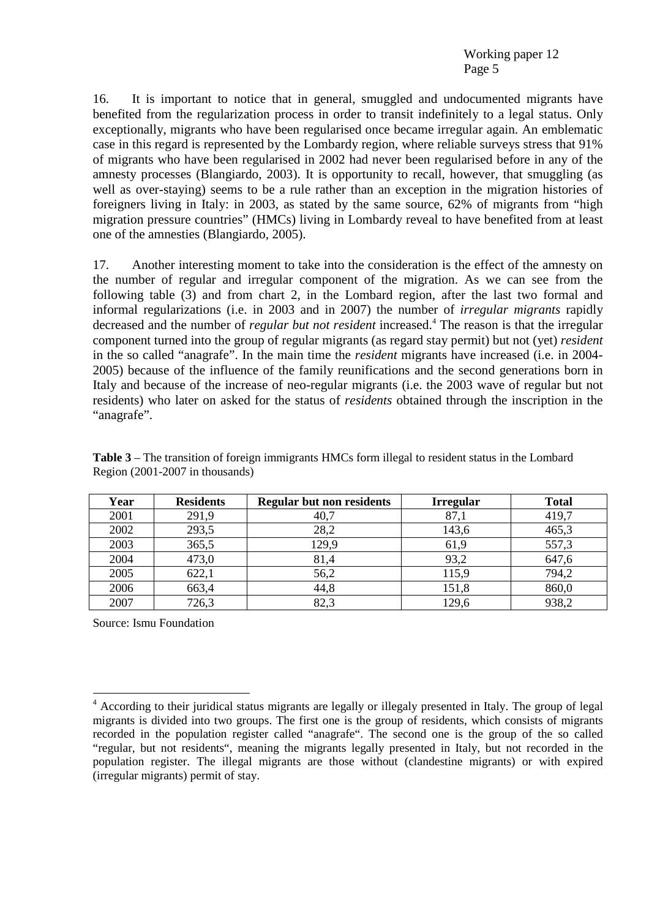16. It is important to notice that in general, smuggled and undocumented migrants have benefited from the regularization process in order to transit indefinitely to a legal status. Only exceptionally, migrants who have been regularised once became irregular again. An emblematic case in this regard is represented by the Lombardy region, where reliable surveys stress that 91% of migrants who have been regularised in 2002 had never been regularised before in any of the amnesty processes (Blangiardo, 2003). It is opportunity to recall, however, that smuggling (as well as over-staying) seems to be a rule rather than an exception in the migration histories of foreigners living in Italy: in 2003, as stated by the same source, 62% of migrants from "high migration pressure countries" (HMCs) living in Lombardy reveal to have benefited from at least one of the amnesties (Blangiardo, 2005).

17. Another interesting moment to take into the consideration is the effect of the amnesty on the number of regular and irregular component of the migration. As we can see from the following table (3) and from chart 2, in the Lombard region, after the last two formal and informal regularizations (i.e. in 2003 and in 2007) the number of *irregular migrants* rapidly decreased and the number of *regular but not resident* increased.[4] The reason is that the irregular component turned into the group of regular migrants (as regard stay permit) but not (yet) *resident* in the so called "anagrafe". In the main time the *resident* migrants have increased (i.e. in 2004-2005) because of the influence of the family reunifications and the second generations born in Italy and because of the increase of neo-regular migrants (i.e. the 2003 wave of regular but not residents) who later on asked for the status of *residents* obtained through the inscription in the "anagrafe".

**Table 3** – The transition of foreign immigrants HMCs form illegal to resident status in the Lombard Region (2001-2007 in thousands)

| Year | Residents | Regular but non residents | Irregular | Total |
|---|---|---|---|---|
| 2001 | 291,9 | 40,7 | 87,1 | 419,7 |
| 2002 | 293,5 | 28,2 | 143,6 | 465,3 |
| 2003 | 365,5 | 129,9 | 61,9 | 557,3 |
| 2004 | 473,0 | 81,4 | 93,2 | 647,6 |
| 2005 | 622,1 | 56,2 | 115,9 | 794,2 |
| 2006 | 663,4 | 44,8 | 151,8 | 860,0 |
| 2007 | 726,3 | 82,3 | 129,6 | 938,2 |

Source: Ismu Foundation

[4] According to their juridical status migrants are legally or illegaly presented in Italy. The group of legal migrants is divided into two groups. The first one is the group of residents, which consists of migrants recorded in the population register called "anagrafe". The second one is the group of the so called "regular, but not residents", meaning the migrants legally presented in Italy, but not recorded in the population register. The illegal migrants are those without (clandestine migrants) or with expired (irregular migrants) permit of stay.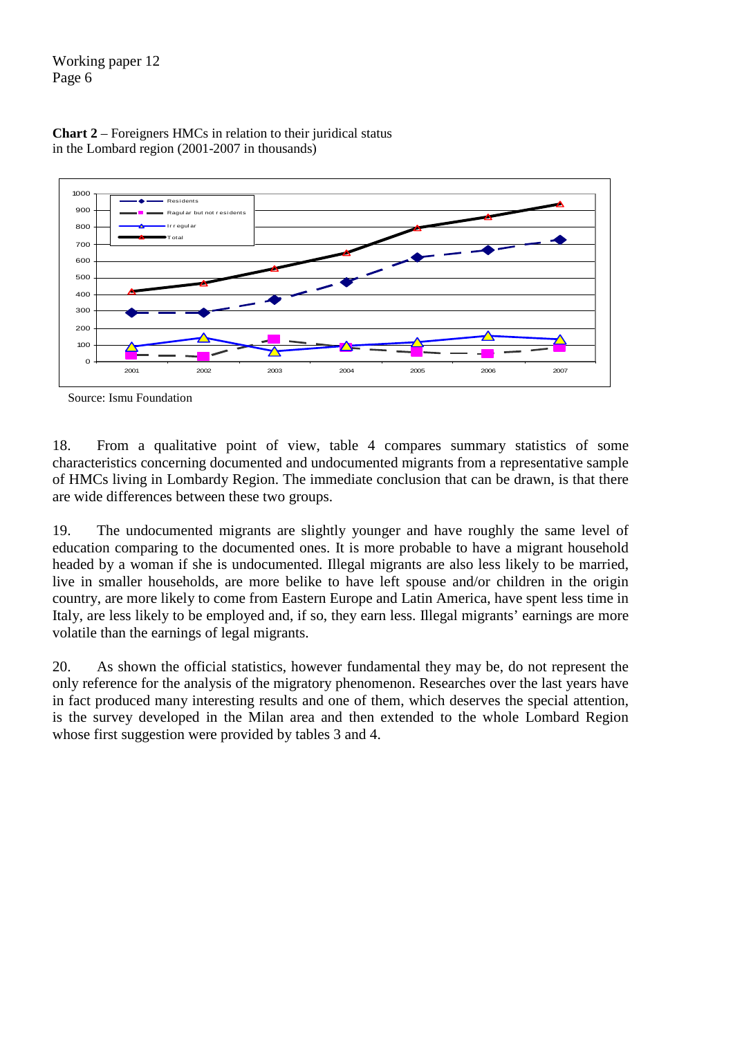**Chart 2** – Foreigners HMCs in relation to their juridical status in the Lombard region (2001-2007 in thousands)

Source: Ismu Foundation

18. From a qualitative point of view, table 4 compares summary statistics of some characteristics concerning documented and undocumented migrants from a representative sample of HMCs living in Lombardy Region. The immediate conclusion that can be drawn, is that there are wide differences between these two groups.

19. The undocumented migrants are slightly younger and have roughly the same level of education comparing to the documented ones. It is more probable to have a migrant household headed by a woman if she is undocumented. Illegal migrants are also less likely to be married, live in smaller households, are more belike to have left spouse and/or children in the origin country, are more likely to come from Eastern Europe and Latin America, have spent less time in Italy, are less likely to be employed and, if so, they earn less. Illegal migrants' earnings are more volatile than the earnings of legal migrants.

20. As shown the official statistics, however fundamental they may be, do not represent the only reference for the analysis of the migratory phenomenon. Researches over the last years have in fact produced many interesting results and one of them, which deserves the special attention, is the survey developed in the Milan area and then extended to the whole Lombard Region whose first suggestion were provided by tables 3 and 4.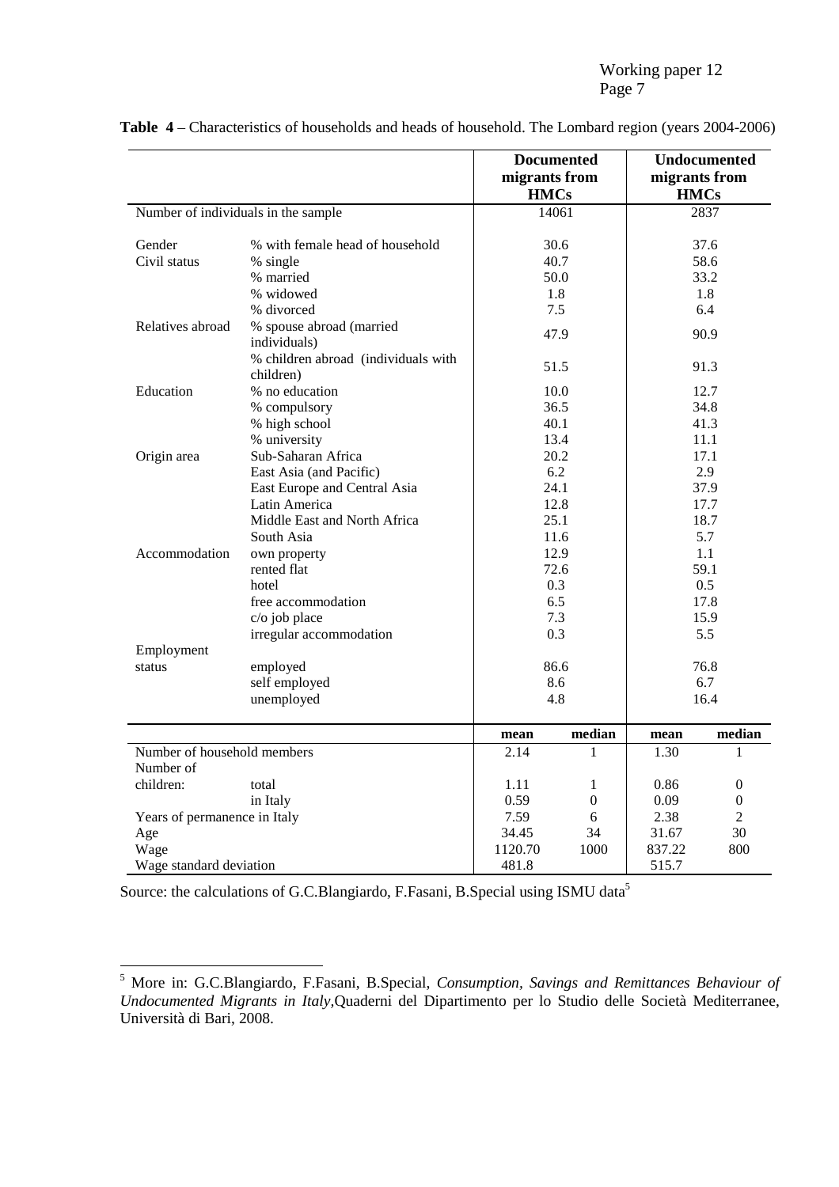**Table 4** – Characteristics of households and heads of household. The Lombard region (years 2004-2006)

| | | **Documented migrants from HMCs** | | **Undocumented migrants from HMCs** | |
|---|---|---|---|---|---|
| Number of individuals in the sample | | 14061 | | 2837 | |
| Gender | % with female head of household | 30.6 | | 37.6 | |
| Civil status | % single | 40.7 | | 58.6 | |
| | % married | 50.0 | | 33.2 | |
| | % widowed | 1.8 | | 1.8 | |
| | % divorced | 7.5 | | 6.4 | |
| Relatives abroad | % spouse abroad (married individuals) | 47.9 | | 90.9 | |
| | % children abroad (individuals with children) | 51.5 | | 91.3 | |
| Education | % no education | 10.0 | | 12.7 | |
| | % compulsory | 36.5 | | 34.8 | |
| | % high school | 40.1 | | 41.3 | |
| | % university | 13.4 | | 11.1 | |
| Origin area | Sub-Saharan Africa | 20.2 | | 17.1 | |
| | East Asia (and Pacific) | 6.2 | | 2.9 | |
| | East Europe and Central Asia | 24.1 | | 37.9 | |
| | Latin America | 12.8 | | 17.7 | |
| | Middle East and North Africa | 25.1 | | 18.7 | |
| | South Asia | 11.6 | | 5.7 | |
| Accommodation | own property | 12.9 | | 1.1 | |
| | rented flat | 72.6 | | 59.1 | |
| | hotel | 0.3 | | 0.5 | |
| | free accommodation | 6.5 | | 17.8 | |
| | c/o job place | 7.3 | | 15.9 | |
| | irregular accommodation | 0.3 | | 5.5 | |
| Employment status | employed | 86.6 | | 76.8 | |
| | self employed | 8.6 | | 6.7 | |
| | unemployed | 4.8 | | 16.4 | |
| | | **mean** | **median** | **mean** | **median** |
| Number of household members | | 2.14 | 1 | 1.30 | 1 |
| Number of children: | total | 1.11 | 1 | 0.86 | 0 |
| | in Italy | 0.59 | 0 | 0.09 | 0 |
| Years of permanence in Italy | | 7.59 | 6 | 2.38 | 2 |
| Age | | 34.45 | 34 | 31.67 | 30 |
| Wage | | 1120.70 | 1000 | 837.22 | 800 |
| Wage standard deviation | | 481.8 | | 515.7 | |

Source: the calculations of G.C.Blangiardo, F.Fasani, B.Special using ISMU data[5]

[5] More in: G.C.Blangiardo, F.Fasani, B.Special, *Consumption, Savings and Remittances Behaviour of Undocumented Migrants in Italy*,Quaderni del Dipartimento per lo Studio delle Società Mediterranee, Università di Bari, 2008.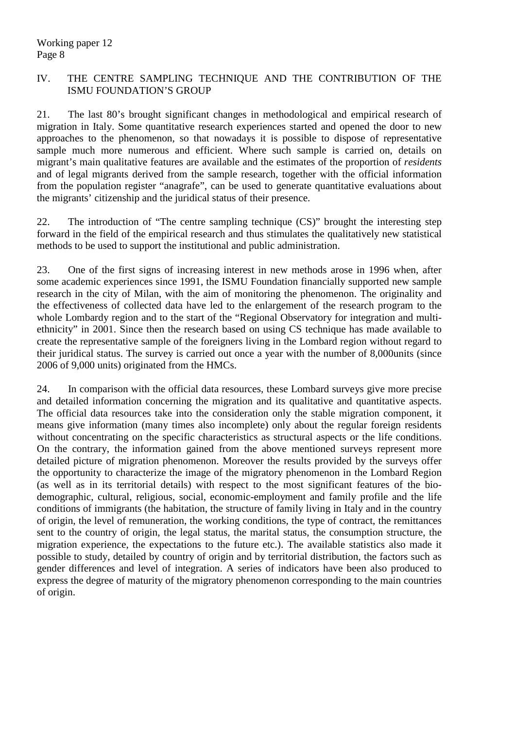## IV. THE CENTRE SAMPLING TECHNIQUE AND THE CONTRIBUTION OF THE ISMU FOUNDATION'S GROUP

21. The last 80's brought significant changes in methodological and empirical research of migration in Italy. Some quantitative research experiences started and opened the door to new approaches to the phenomenon, so that nowadays it is possible to dispose of representative sample much more numerous and efficient. Where such sample is carried on, details on migrant's main qualitative features are available and the estimates of the proportion of *residents* and of legal migrants derived from the sample research, together with the official information from the population register "anagrafe", can be used to generate quantitative evaluations about the migrants' citizenship and the juridical status of their presence.

22. The introduction of "The centre sampling technique (CS)" brought the interesting step forward in the field of the empirical research and thus stimulates the qualitatively new statistical methods to be used to support the institutional and public administration.

23. One of the first signs of increasing interest in new methods arose in 1996 when, after some academic experiences since 1991, the ISMU Foundation financially supported new sample research in the city of Milan, with the aim of monitoring the phenomenon. The originality and the effectiveness of collected data have led to the enlargement of the research program to the whole Lombardy region and to the start of the "Regional Observatory for integration and multi-ethnicity" in 2001. Since then the research based on using CS technique has made available to create the representative sample of the foreigners living in the Lombard region without regard to their juridical status. The survey is carried out once a year with the number of 8,000units (since 2006 of 9,000 units) originated from the HMCs.

24. In comparison with the official data resources, these Lombard surveys give more precise and detailed information concerning the migration and its qualitative and quantitative aspects. The official data resources take into the consideration only the stable migration component, it means give information (many times also incomplete) only about the regular foreign residents without concentrating on the specific characteristics as structural aspects or the life conditions. On the contrary, the information gained from the above mentioned surveys represent more detailed picture of migration phenomenon. Moreover the results provided by the surveys offer the opportunity to characterize the image of the migratory phenomenon in the Lombard Region (as well as in its territorial details) with respect to the most significant features of the bio-demographic, cultural, religious, social, economic-employment and family profile and the life conditions of immigrants (the habitation, the structure of family living in Italy and in the country of origin, the level of remuneration, the working conditions, the type of contract, the remittances sent to the country of origin, the legal status, the marital status, the consumption structure, the migration experience, the expectations to the future etc.). The available statistics also made it possible to study, detailed by country of origin and by territorial distribution, the factors such as gender differences and level of integration. A series of indicators have been also produced to express the degree of maturity of the migratory phenomenon corresponding to the main countries of origin.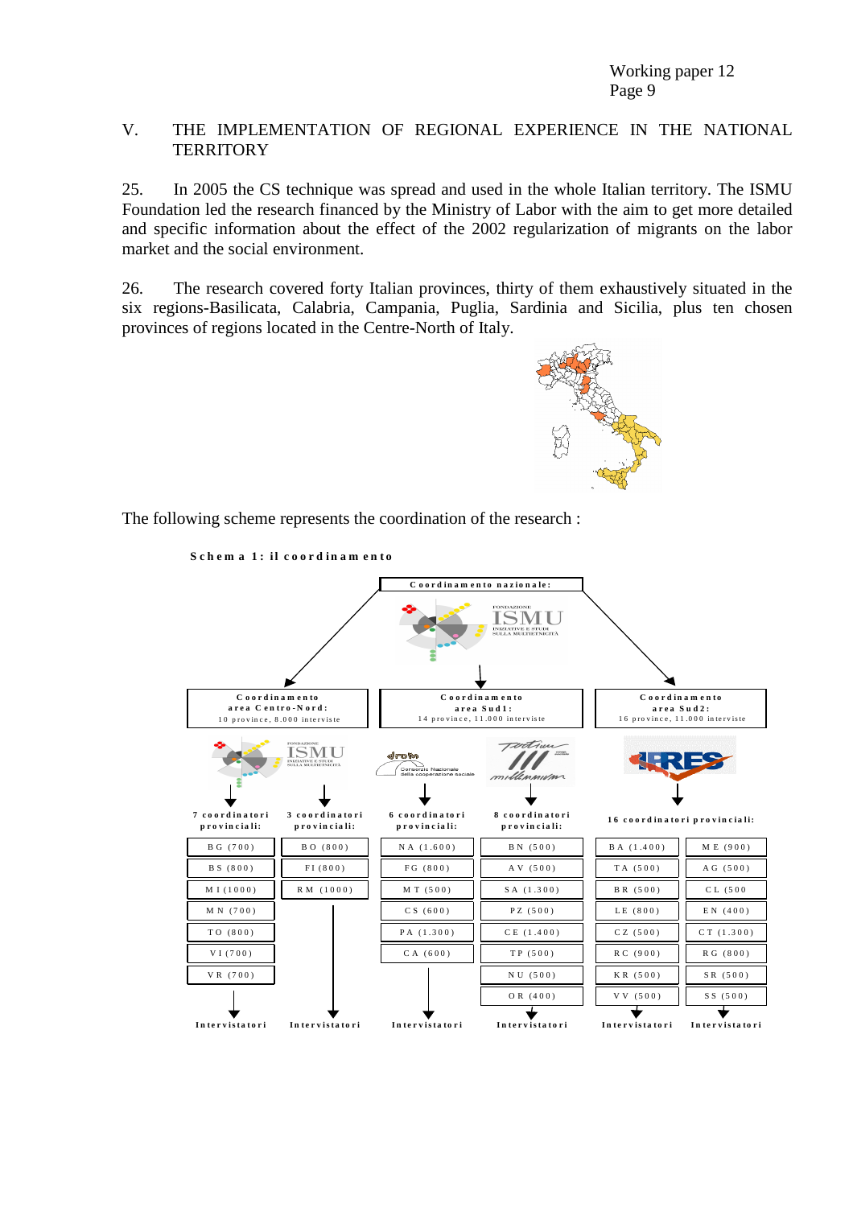## V. THE IMPLEMENTATION OF REGIONAL EXPERIENCE IN THE NATIONAL TERRITORY

25. In 2005 the CS technique was spread and used in the whole Italian territory. The ISMU Foundation led the research financed by the Ministry of Labor with the aim to get more detailed and specific information about the effect of the 2002 regularization of migrants on the labor market and the social environment.

26. The research covered forty Italian provinces, thirty of them exhaustively situated in the six regions-Basilicata, Calabria, Campania, Puglia, Sardinia and Sicilia, plus ten chosen provinces of regions located in the Centre-North of Italy.

The following scheme represents the coordination of the research :

**Schema 1: il coordinamento**

Coordinamento nazionale: ISMU

| Coordinamento area Centro-Nord: 10 province, 8.000 interviste | | Coordinamento area Sud1: 14 province, 11.000 interviste | | Coordinamento area Sud2: 16 province, 11.000 interviste | |
|---|---|---|---|---|---|
| ISMU | | Consorzio Nazionale della cooperazione sociale | Tertium Millennium | IRES | |
| 7 coordinatori provinciali: | 3 coordinatori provinciali: | 6 coordinatori provinciali: | 8 coordinatori provinciali: | 16 coordinatori provinciali: | |
| BG (700) | BO (800) | NA (1.600) | BN (500) | BA (1.400) | ME (900) |
| BS (800) | FI (800) | FG (800) | AV (500) | TA (500) | AG (500) |
| MI (1000) | RM (1000) | MT (500) | SA (1.300) | BR (500) | CL (500 |
| MN (700) | | CS (600) | PZ (500) | LE (800) | EN (400) |
| TO (800) | | PA (1.300) | CE (1.400) | CZ (500) | CT (1.300) |
| VI (700) | | CA (600) | TP (500) | RC (900) | RG (800) |
| VR (700) | | | NU (500) | KR (500) | SR (500) |
| | | | OR (400) | VV (500) | SS (500) |
| Intervistatori | Intervistatori | Intervistatori | Intervistatori | Intervistatori | Intervistatori |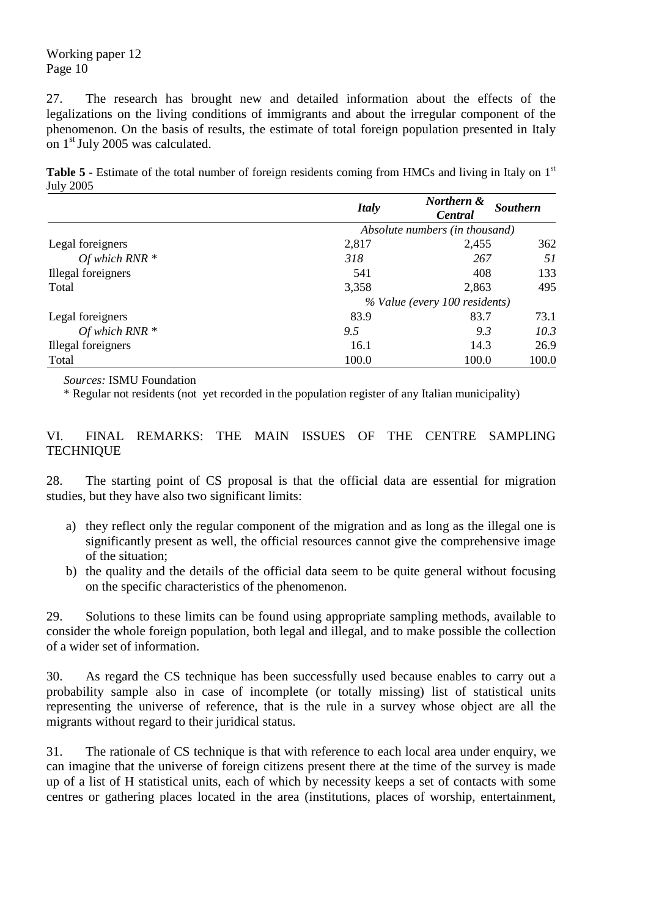27. The research has brought new and detailed information about the effects of the legalizations on the living conditions of immigrants and about the irregular component of the phenomenon. On the basis of results, the estimate of total foreign population presented in Italy on 1st July 2005 was calculated.

**Table 5** - Estimate of the total number of foreign residents coming from HMCs and living in Italy on 1st July 2005

| | ***Italy*** | ***Northern & Central*** | ***Southern*** |
|---|---|---|---|
| | *Absolute numbers (in thousand)* | | |
| Legal foreigners | 2,817 | 2,455 | 362 |
| *Of which RNR \** | *318* | *267* | *51* |
| Illegal foreigners | 541 | 408 | 133 |
| Total | 3,358 | 2,863 | 495 |
| | *% Value (every 100 residents)* | | |
| Legal foreigners | 83.9 | 83.7 | 73.1 |
| *Of which RNR \** | *9.5* | *9.3* | *10.3* |
| Illegal foreigners | 16.1 | 14.3 | 26.9 |
| Total | 100.0 | 100.0 | 100.0 |

*Sources:* ISMU Foundation

\* Regular not residents (not yet recorded in the population register of any Italian municipality)

## VI. FINAL REMARKS: THE MAIN ISSUES OF THE CENTRE SAMPLING TECHNIQUE

28. The starting point of CS proposal is that the official data are essential for migration studies, but they have also two significant limits:

a) they reflect only the regular component of the migration and as long as the illegal one is significantly present as well, the official resources cannot give the comprehensive image of the situation;
b) the quality and the details of the official data seem to be quite general without focusing on the specific characteristics of the phenomenon.

29. Solutions to these limits can be found using appropriate sampling methods, available to consider the whole foreign population, both legal and illegal, and to make possible the collection of a wider set of information.

30. As regard the CS technique has been successfully used because enables to carry out a probability sample also in case of incomplete (or totally missing) list of statistical units representing the universe of reference, that is the rule in a survey whose object are all the migrants without regard to their juridical status.

31. The rationale of CS technique is that with reference to each local area under enquiry, we can imagine that the universe of foreign citizens present there at the time of the survey is made up of a list of H statistical units, each of which by necessity keeps a set of contacts with some centres or gathering places located in the area (institutions, places of worship, entertainment,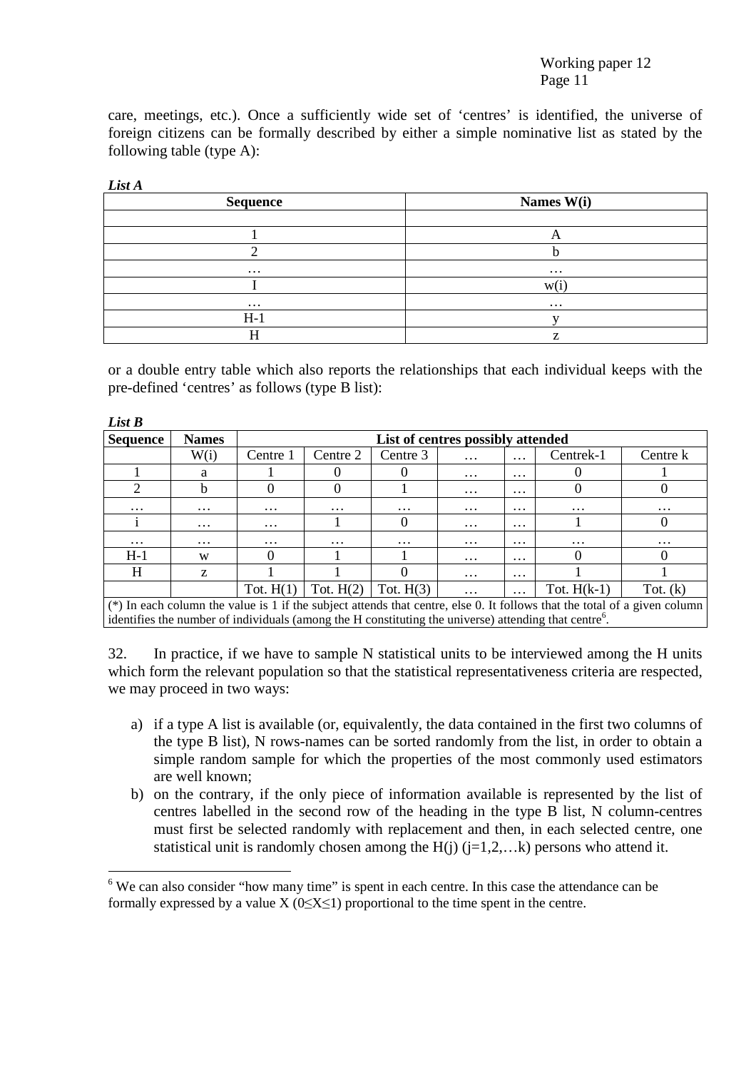care, meetings, etc.). Once a sufficiently wide set of 'centres' is identified, the universe of foreign citizens can be formally described by either a simple nominative list as stated by the following table (type A):

***List A***

| Sequence | Names W(i) |
|---|---|
| | |
| 1 | A |
| 2 | b |
| … | … |
| I | w(i) |
| … | … |
| H-1 | y |
| H | z |

or a double entry table which also reports the relationships that each individual keeps with the pre-defined 'centres' as follows (type B list):

***List B***

| Sequence | Names | List of centres possibly attended | | | | | | |
|---|---|---|---|---|---|---|---|---|
| | W(i) | Centre 1 | Centre 2 | Centre 3 | … | … | Centrek-1 | Centre k |
| 1 | a | 1 | 0 | 0 | … | … | 0 | 1 |
| 2 | b | 0 | 0 | 1 | … | … | 0 | 0 |
| … | … | … | … | … | … | … | … | … |
| i | … | … | 1 | 0 | … | … | 1 | 0 |
| … | … | … | … | … | … | … | … | … |
| H-1 | w | 0 | 1 | 1 | … | … | 0 | 0 |
| H | z | 1 | 1 | 0 | … | … | 1 | 1 |
| | | Tot. H(1) | Tot. H(2) | Tot. H(3) | … | … | Tot. H(k-1) | Tot. (k) |

(*) In each column the value is 1 if the subject attends that centre, else 0. It follows that the total of a given column identifies the number of individuals (among the H constituting the universe) attending that centre[6].

32. In practice, if we have to sample N statistical units to be interviewed among the H units which form the relevant population so that the statistical representativeness criteria are respected, we may proceed in two ways:

a) if a type A list is available (or, equivalently, the data contained in the first two columns of the type B list), N rows-names can be sorted randomly from the list, in order to obtain a simple random sample for which the properties of the most commonly used estimators are well known;
b) on the contrary, if the only piece of information available is represented by the list of centres labelled in the second row of the heading in the type B list, N column-centres must first be selected randomly with replacement and then, in each selected centre, one statistical unit is randomly chosen among the H(j) (j=1,2,…k) persons who attend it.

[6] We can also consider "how many time" is spent in each centre. In this case the attendance can be formally expressed by a value X ($0 \leq X \leq 1$) proportional to the time spent in the centre.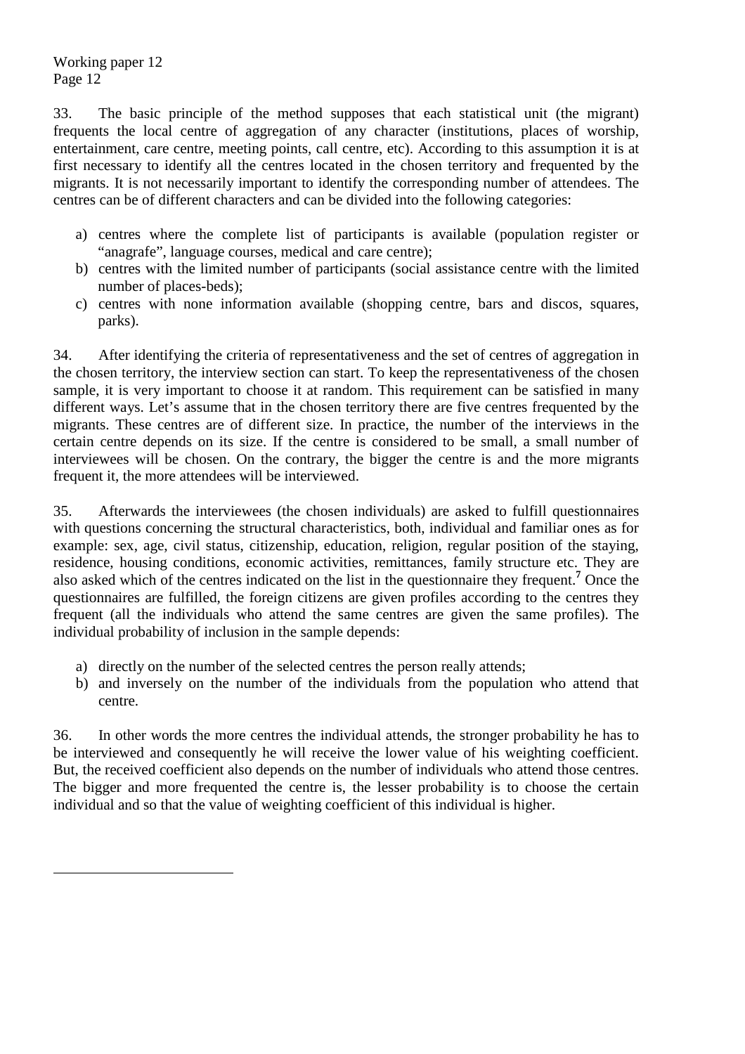33. The basic principle of the method supposes that each statistical unit (the migrant) frequents the local centre of aggregation of any character (institutions, places of worship, entertainment, care centre, meeting points, call centre, etc). According to this assumption it is at first necessary to identify all the centres located in the chosen territory and frequented by the migrants. It is not necessarily important to identify the corresponding number of attendees. The centres can be of different characters and can be divided into the following categories:

a) centres where the complete list of participants is available (population register or "anagrafe", language courses, medical and care centre);
b) centres with the limited number of participants (social assistance centre with the limited number of places-beds);
c) centres with none information available (shopping centre, bars and discos, squares, parks).

34. After identifying the criteria of representativeness and the set of centres of aggregation in the chosen territory, the interview section can start. To keep the representativeness of the chosen sample, it is very important to choose it at random. This requirement can be satisfied in many different ways. Let's assume that in the chosen territory there are five centres frequented by the migrants. These centres are of different size. In practice, the number of the interviews in the certain centre depends on its size. If the centre is considered to be small, a small number of interviewees will be chosen. On the contrary, the bigger the centre is and the more migrants frequent it, the more attendees will be interviewed.

35. Afterwards the interviewees (the chosen individuals) are asked to fulfill questionnaires with questions concerning the structural characteristics, both, individual and familiar ones as for example: sex, age, civil status, citizenship, education, religion, regular position of the staying, residence, housing conditions, economic activities, remittances, family structure etc. They are also asked which of the centres indicated on the list in the questionnaire they frequent.[7] Once the questionnaires are fulfilled, the foreign citizens are given profiles according to the centres they frequent (all the individuals who attend the same centres are given the same profiles). The individual probability of inclusion in the sample depends:

a) directly on the number of the selected centres the person really attends;
b) and inversely on the number of the individuals from the population who attend that centre.

36. In other words the more centres the individual attends, the stronger probability he has to be interviewed and consequently he will receive the lower value of his weighting coefficient. But, the received coefficient also depends on the number of individuals who attend those centres. The bigger and more frequented the centre is, the lesser probability is to choose the certain individual and so that the value of weighting coefficient of this individual is higher.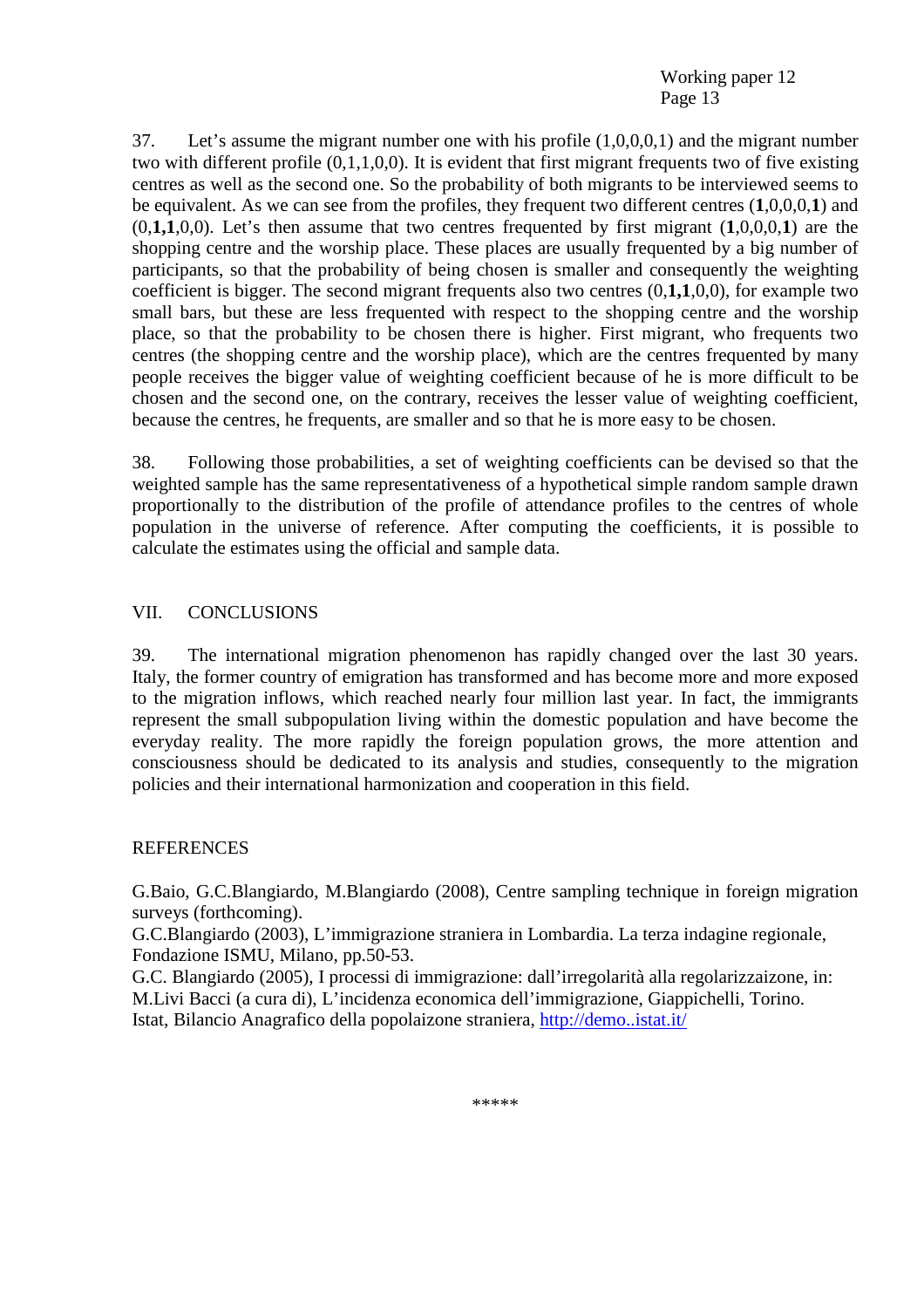37. Let's assume the migrant number one with his profile (1,0,0,0,1) and the migrant number two with different profile (0,1,1,0,0). It is evident that first migrant frequents two of five existing centres as well as the second one. So the probability of both migrants to be interviewed seems to be equivalent. As we can see from the profiles, they frequent two different centres (**1**,0,0,0,**1**) and (0,**1,1**,0,0). Let's then assume that two centres frequented by first migrant (**1**,0,0,0,**1**) are the shopping centre and the worship place. These places are usually frequented by a big number of participants, so that the probability of being chosen is smaller and consequently the weighting coefficient is bigger. The second migrant frequents also two centres (0,**1,1**,0,0), for example two small bars, but these are less frequented with respect to the shopping centre and the worship place, so that the probability to be chosen there is higher. First migrant, who frequents two centres (the shopping centre and the worship place), which are the centres frequented by many people receives the bigger value of weighting coefficient because of he is more difficult to be chosen and the second one, on the contrary, receives the lesser value of weighting coefficient, because the centres, he frequents, are smaller and so that he is more easy to be chosen.

38. Following those probabilities, a set of weighting coefficients can be devised so that the weighted sample has the same representativeness of a hypothetical simple random sample drawn proportionally to the distribution of the profile of attendance profiles to the centres of whole population in the universe of reference. After computing the coefficients, it is possible to calculate the estimates using the official and sample data.

## VII. CONCLUSIONS

39. The international migration phenomenon has rapidly changed over the last 30 years. Italy, the former country of emigration has transformed and has become more and more exposed to the migration inflows, which reached nearly four million last year. In fact, the immigrants represent the small subpopulation living within the domestic population and have become the everyday reality. The more rapidly the foreign population grows, the more attention and consciousness should be dedicated to its analysis and studies, consequently to the migration policies and their international harmonization and cooperation in this field.

## REFERENCES

G.Baio, G.C.Blangiardo, M.Blangiardo (2008), Centre sampling technique in foreign migration surveys (forthcoming).

G.C.Blangiardo (2003), L'immigrazione straniera in Lombardia. La terza indagine regionale, Fondazione ISMU, Milano, pp.50-53.

G.C. Blangiardo (2005), I processi di immigrazione: dall'irregolarità alla regolarizzaizone, in: M.Livi Bacci (a cura di), L'incidenza economica dell'immigrazione, Giappichelli, Torino.

Istat, Bilancio Anagrafico della popolaizone straniera, http://demo..istat.it/

\*\*\*\*\*